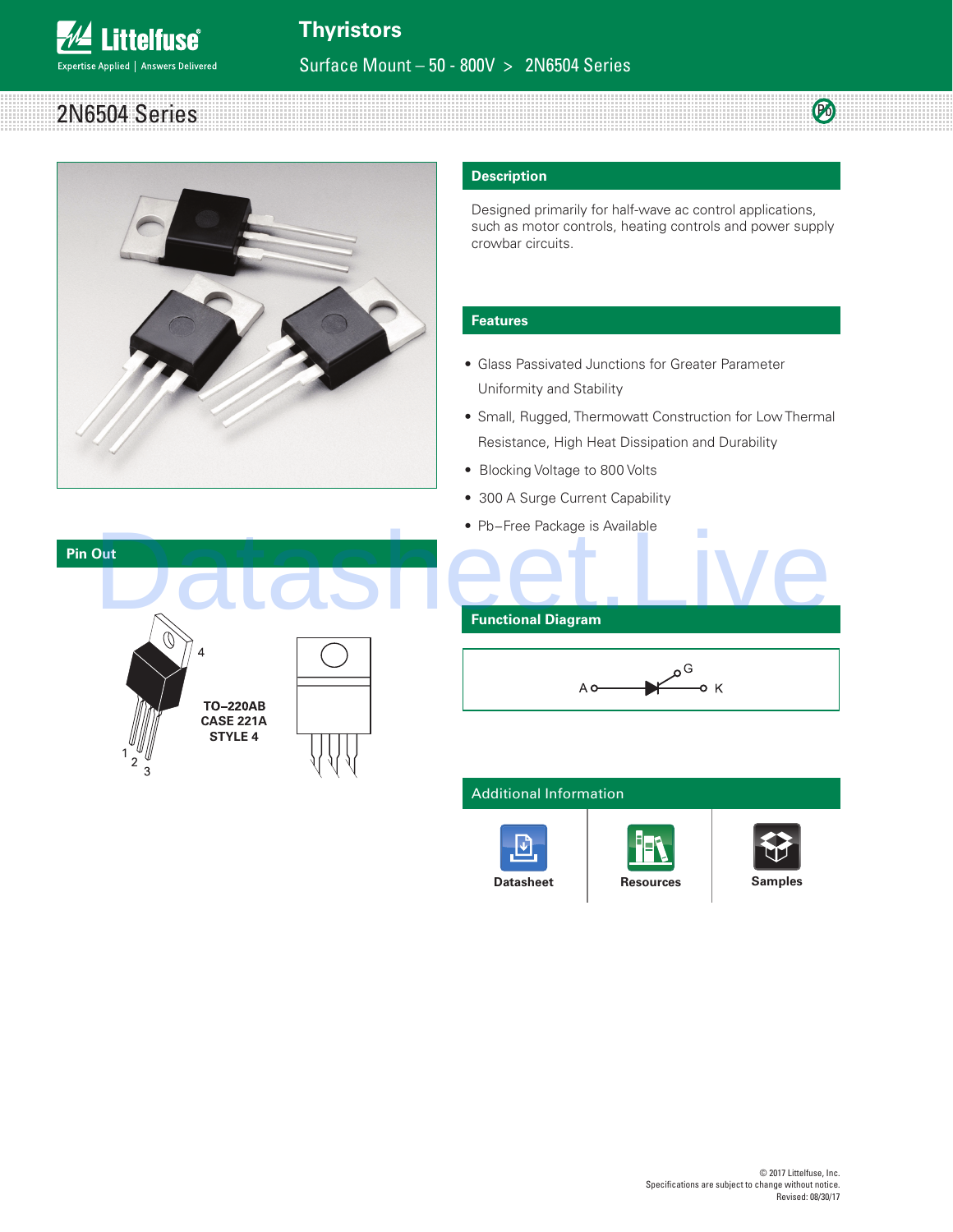# Thyristors

Surface Mount – 50 - 800V > 2N6504 Series

## 2N6504 Series

### Description

Designed primarily for half-wave ac control applications, such as motor controls, heating controls and power supply crowbar circuits.

### Features

- Glass Passivated Junctions for Greater Parameter Uniformity and Stability
- Small, Rugged, Thermowatt Construction for Low Thermal Resistance, High Heat Dissipation and Durability
- Blocking Voltage to 800 Volts
- 300 A Surge Current Capability
- Pb−Free Package is Available

### Pin Out

TO−220AB
CASE 221A
STYLE 4

1 2 3 4

### Functional Diagram

A K G

### Additional Information

Datasheet | Resources | Samples

© 2017 Littelfuse, Inc.
Specifications are subject to change without notice.
Revised: 08/30/17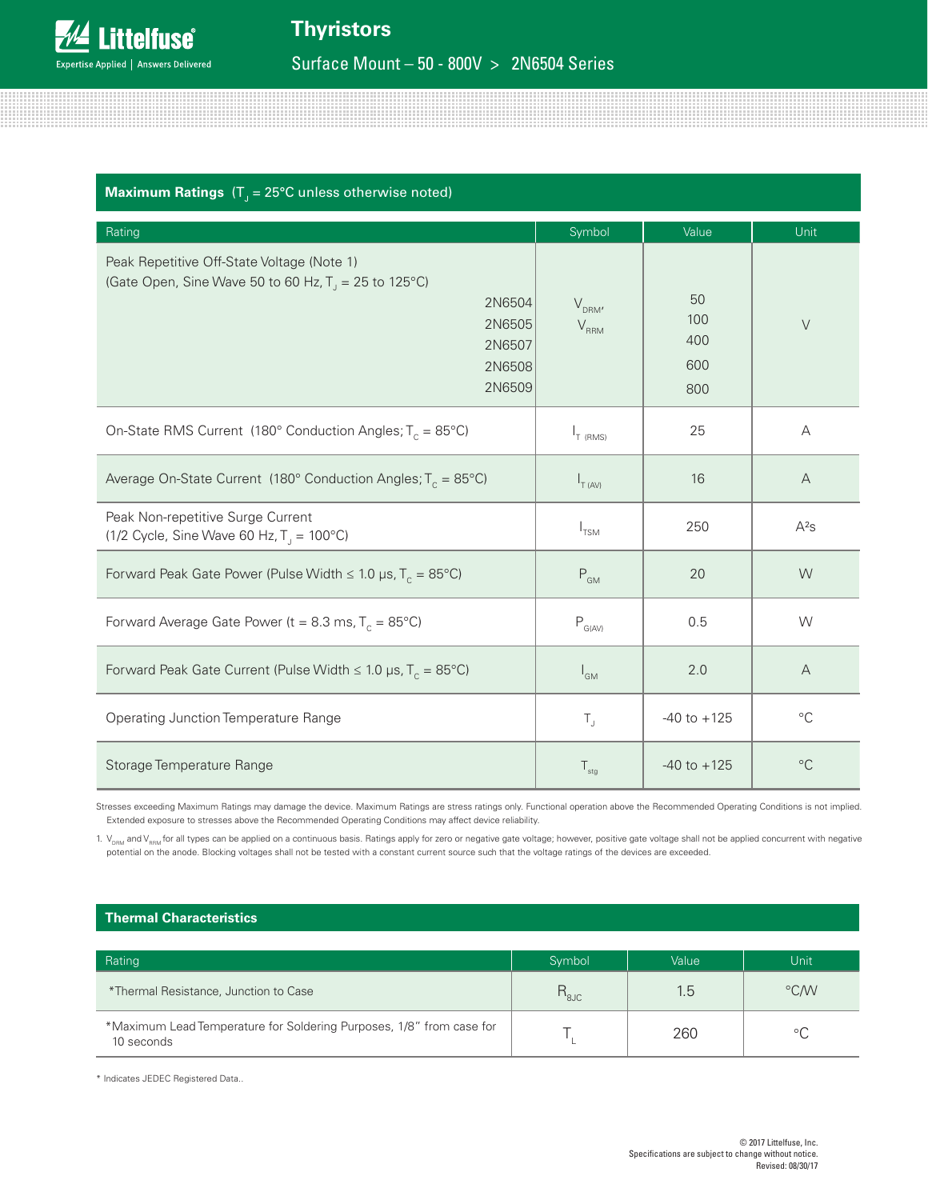## Maximum Ratings ($T_J$ = 25°C unless otherwise noted)

| Rating | Symbol | Value | Unit |
|---|---|---|---|
| Peak Repetitive Off-State Voltage (Note 1) (Gate Open, Sine Wave 50 to 60 Hz, $T_J$ = 25 to 125°C) 2N6504 | $V_{DRM}$, $V_{RRM}$ | 50 | V |
| 2N6505 | | 100 | |
| 2N6507 | | 400 | |
| 2N6508 | | 600 | |
| 2N6509 | | 800 | |
| On-State RMS Current (180° Conduction Angles; $T_C$ = 85°C) | $I_{T\ (RMS)}$ | 25 | A |
| Average On-State Current (180° Conduction Angles; $T_C$ = 85°C) | $I_{T\ (AV)}$ | 16 | A |
| Peak Non-repetitive Surge Current (1/2 Cycle, Sine Wave 60 Hz, $T_J$ = 100°C) | $I_{TSM}$ | 250 | A²s |
| Forward Peak Gate Power (Pulse Width ≤ 1.0 μs, $T_C$ = 85°C) | $P_{GM}$ | 20 | W |
| Forward Average Gate Power (t = 8.3 ms, $T_C$ = 85°C) | $P_{G(AV)}$ | 0.5 | W |
| Forward Peak Gate Current (Pulse Width ≤ 1.0 μs, $T_C$ = 85°C) | $I_{GM}$ | 2.0 | A |
| Operating Junction Temperature Range | $T_J$ | -40 to +125 | °C |
| Storage Temperature Range | $T_{stg}$ | -40 to +125 | °C |

Stresses exceeding Maximum Ratings may damage the device. Maximum Ratings are stress ratings only. Functional operation above the Recommended Operating Conditions is not implied. Extended exposure to stresses above the Recommended Operating Conditions may affect device reliability.

1. $V_{DRM}$ and $V_{RRM}$ for all types can be applied on a continuous basis. Ratings apply for zero or negative gate voltage; however, positive gate voltage shall not be applied concurrent with negative potential on the anode. Blocking voltages shall not be tested with a constant current source such that the voltage ratings of the devices are exceeded.

## Thermal Characteristics

| Rating | Symbol | Value | Unit |
|---|---|---|---|
| *Thermal Resistance, Junction to Case | $R_{\theta JC}$ | 1.5 | °C/W |
| *Maximum Lead Temperature for Soldering Purposes, 1/8" from case for 10 seconds | $T_L$ | 260 | °C |

* Indicates JEDEC Registered Data..

© 2017 Littelfuse, Inc.
Specifications are subject to change without notice.
Revised: 08/30/17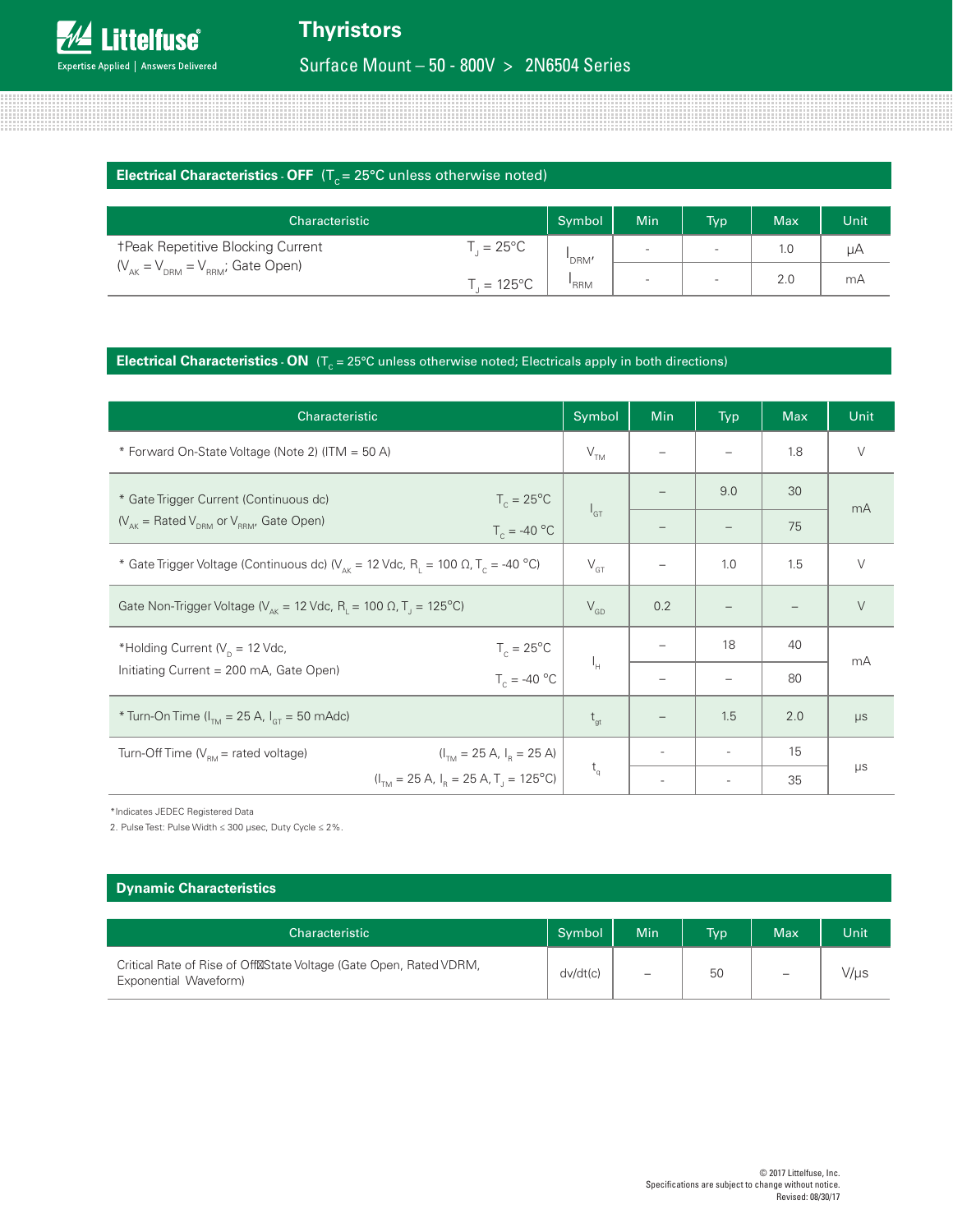## Electrical Characteristics - OFF ($T_C$ = 25°C unless otherwise noted)

| Characteristic | | Symbol | Min | Typ | Max | Unit |
|---|---|---|---|---|---|---|
| †Peak Repetitive Blocking Current ($V_{AK} = V_{DRM} = V_{RRM}$; Gate Open) | $T_J$ = 25°C | $I_{DRM}$, $I_{RRM}$ | - | - | 1.0 | µA |
| | $T_J$ = 125°C | | - | - | 2.0 | mA |

## Electrical Characteristics - ON ($T_C$ = 25°C unless otherwise noted; Electricals apply in both directions)

| Characteristic | | Symbol | Min | Typ | Max | Unit |
|---|---|---|---|---|---|---|
| * Forward On-State Voltage (Note 2) (ITM = 50 A) | | $V_{TM}$ | – | – | 1.8 | V |
| * Gate Trigger Current (Continuous dc) ($V_{AK}$ = Rated $V_{DRM}$ or $V_{RRM}$, Gate Open) | $T_C$ = 25°C | $I_{GT}$ | – | 9.0 | 30 | mA |
| | $T_C$ = -40 °C | | – | – | 75 | |
| * Gate Trigger Voltage (Continuous dc) ($V_{AK}$ = 12 Vdc, $R_L$ = 100 Ω, $T_C$ = -40 °C) | | $V_{GT}$ | – | 1.0 | 1.5 | V |
| Gate Non-Trigger Voltage ($V_{AK}$ = 12 Vdc, $R_L$ = 100 Ω, $T_J$ = 125°C) | | $V_{GD}$ | 0.2 | – | – | V |
| *Holding Current ($V_D$ = 12 Vdc, Initiating Current = 200 mA, Gate Open) | $T_C$ = 25°C | $I_H$ | – | 18 | 40 | mA |
| | $T_C$ = -40 °C | | – | – | 80 | |
| * Turn-On Time ($I_{TM}$ = 25 A, $I_{GT}$ = 50 mAdc) | | $t_{gt}$ | – | 1.5 | 2.0 | µs |
| Turn-Off Time ($V_{RM}$ = rated voltage) | ($I_{TM}$ = 25 A, $I_R$ = 25 A) | $t_q$ | - | - | 15 | µs |
| | ($I_{TM}$ = 25 A, $I_R$ = 25 A, $T_J$ = 125°C) | | - | - | 35 | |

*Indicates JEDEC Registered Data

2. Pulse Test: Pulse Width ≤ 300 µsec, Duty Cycle ≤ 2%.

## Dynamic Characteristics

| Characteristic | Symbol | Min | Typ | Max | Unit |
|---|---|---|---|---|---|
| Critical Rate of Rise of Off-State Voltage (Gate Open, Rated VDRM, Exponential Waveform) | dv/dt(c) | – | 50 | – | V/µs |

© 2017 Littelfuse, Inc.
Specifications are subject to change without notice.
Revised: 08/30/17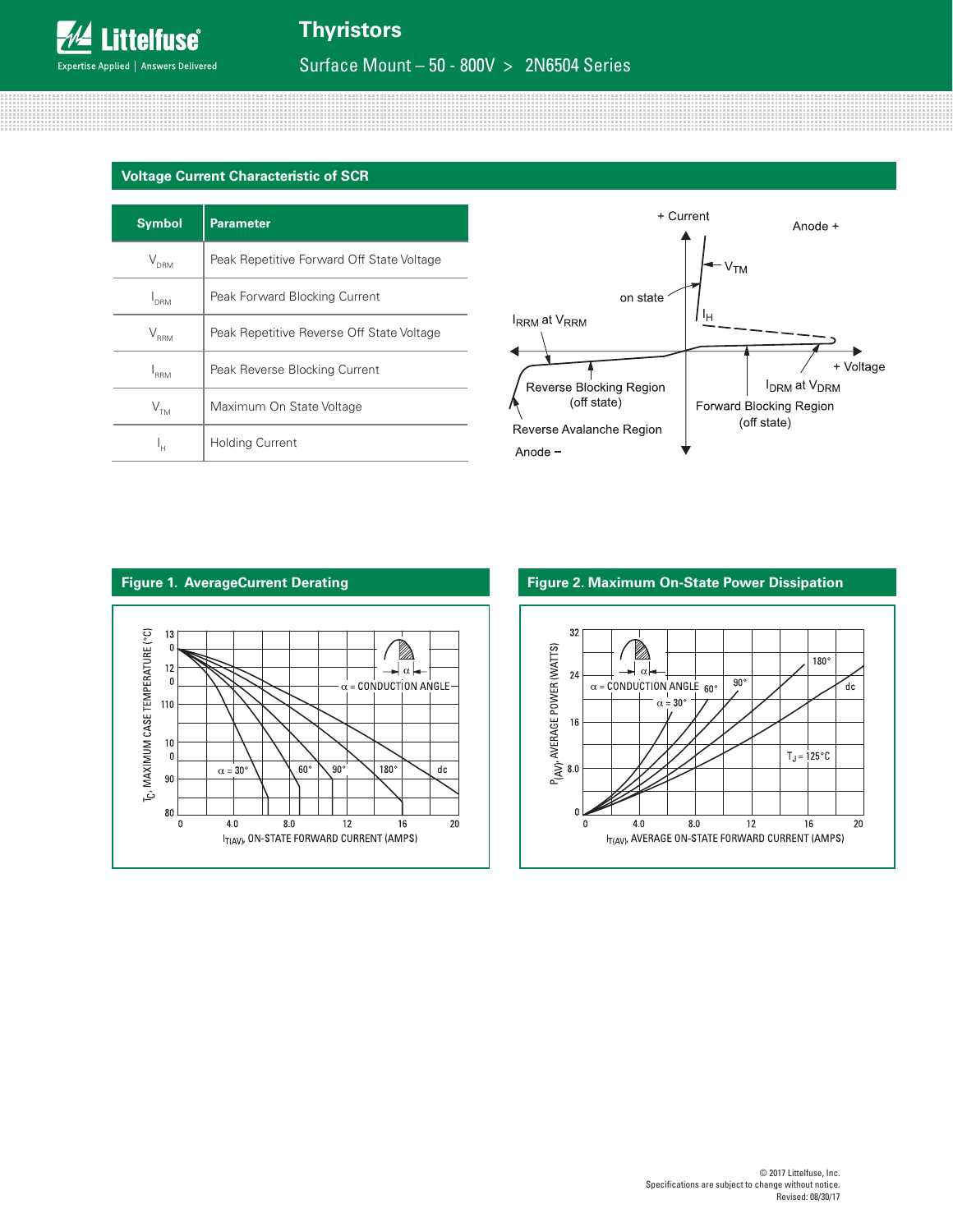## Voltage Current Characteristic of SCR

| Symbol | Parameter |
|---|---|
| $V_{DRM}$ | Peak Repetitive Forward Off State Voltage |
| $I_{DRM}$ | Peak Forward Blocking Current |
| $V_{RRM}$ | Peak Repetitive Reverse Off State Voltage |
| $I_{RRM}$ | Peak Reverse Blocking Current |
| $V_{TM}$ | Maximum On State Voltage |
| $I_H$ | Holding Current |

+ Current

Anode +

$V_{TM}$

on state

$I_H$

$I_{RRM}$ at $V_{RRM}$

+ Voltage

Reverse Blocking Region (off state)

$I_{DRM}$ at $V_{DRM}$

Forward Blocking Region (off state)

Reverse Avalanche Region

Anode –

## Figure 1. AverageCurrent Derating

$T_C$, MAXIMUM CASE TEMPERATURE (°C)

α = CONDUCTION ANGLE

α = 30°, 60°, 90°, 180°, dc

$I_{T(AV)}$, ON-STATE FORWARD CURRENT (AMPS)

## Figure 2. Maximum On-State Power Dissipation

$P_{(AV)}$, AVERAGE POWER (WATTS)

α = CONDUCTION ANGLE

α = 30°, 60°, 90°, 180°, dc

$T_J$ = 125°C

$I_{T(AV)}$, AVERAGE ON-STATE FORWARD CURRENT (AMPS)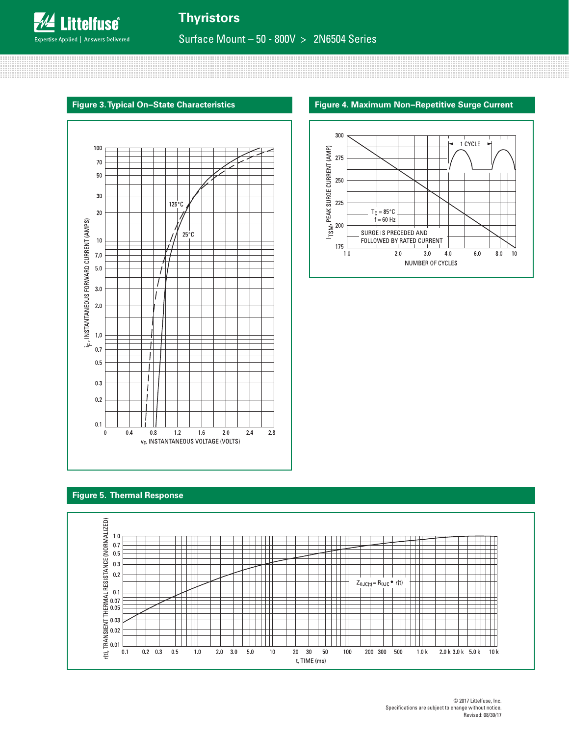## Figure 3. Typical On–State Characteristics

$i_F$, INSTANTANEOUS FORWARD CURRENT (AMPS)

$v_F$, INSTANTANEOUS VOLTAGE (VOLTS)

125°C

25°C

## Figure 4. Maximum Non–Repetitive Surge Current

$I_{TSM}$, PEAK SURGE CURRENT (AMP)

NUMBER OF CYCLES

1 CYCLE

$T_C$ = 85°C
f = 60 Hz

SURGE IS PRECEDED AND FOLLOWED BY RATED CURRENT

## Figure 5. Thermal Response

r(t), TRANSIENT THERMAL RESISTANCE (NORMALIZED)

t, TIME (ms)

$Z_{\theta JC(t)} = R_{\theta JC} \bullet r(t)$

© 2017 Littelfuse, Inc.
Specifications are subject to change without notice.
Revised: 08/30/17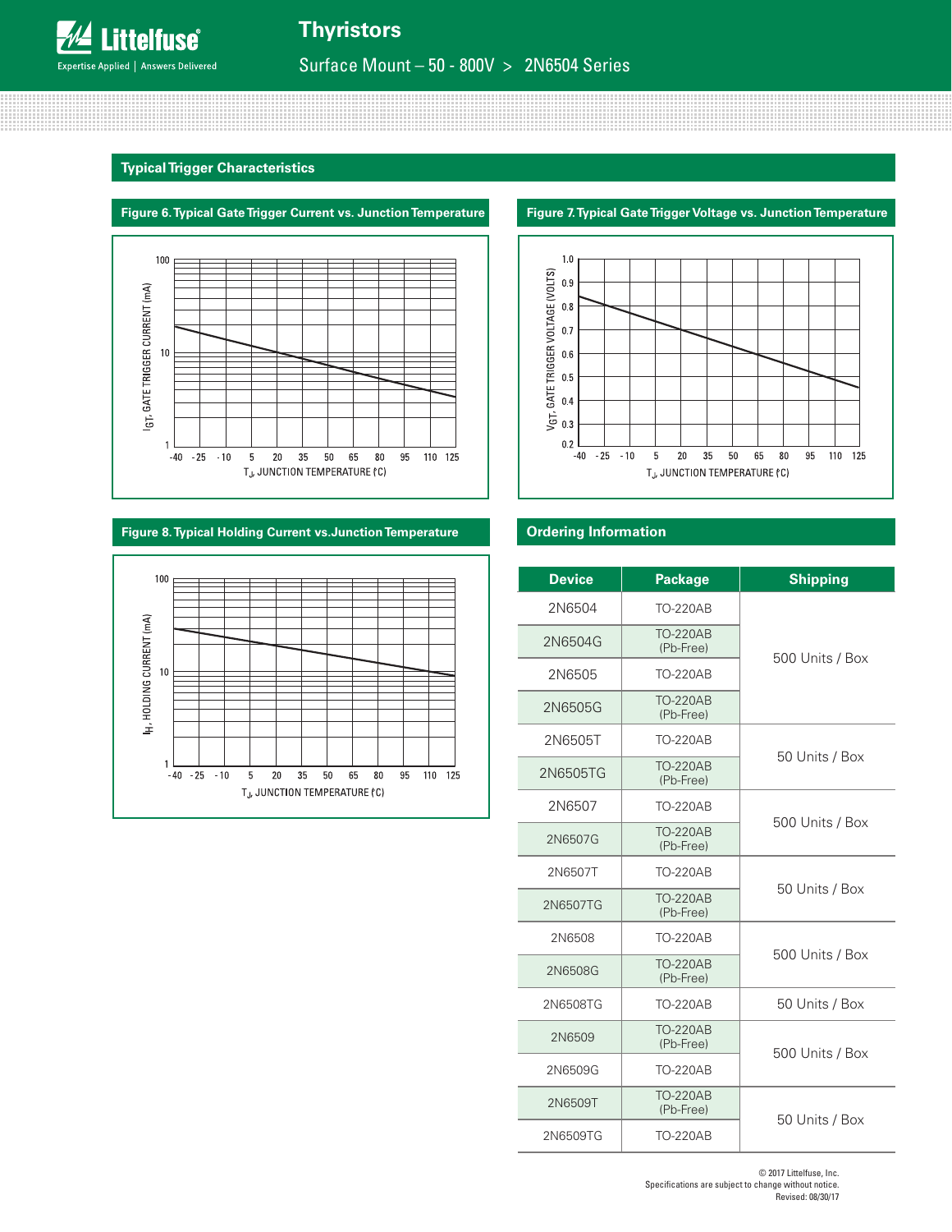## Typical Trigger Characteristics

**Figure 6. Typical Gate Trigger Current vs. Junction Temperature**

**Figure 7. Typical Gate Trigger Voltage vs. Junction Temperature**

**Figure 8. Typical Holding Current vs.Junction Temperature**

## Ordering Information

| Device | Package | Shipping |
|---|---|---|
| 2N6504 | TO-220AB | 500 Units / Box |
| 2N6504G | TO-220AB (Pb-Free) | |
| 2N6505 | TO-220AB | |
| 2N6505G | TO-220AB (Pb-Free) | |
| 2N6505T | TO-220AB | 50 Units / Box |
| 2N6505TG | TO-220AB (Pb-Free) | |
| 2N6507 | TO-220AB | 500 Units / Box |
| 2N6507G | TO-220AB (Pb-Free) | |
| 2N6507T | TO-220AB | 50 Units / Box |
| 2N6507TG | TO-220AB (Pb-Free) | |
| 2N6508 | TO-220AB | 500 Units / Box |
| 2N6508G | TO-220AB (Pb-Free) | |
| 2N6508TG | TO-220AB | 50 Units / Box |
| 2N6509 | TO-220AB (Pb-Free) | 500 Units / Box |
| 2N6509G | TO-220AB | |
| 2N6509T | TO-220AB (Pb-Free) | 50 Units / Box |
| 2N6509TG | TO-220AB | |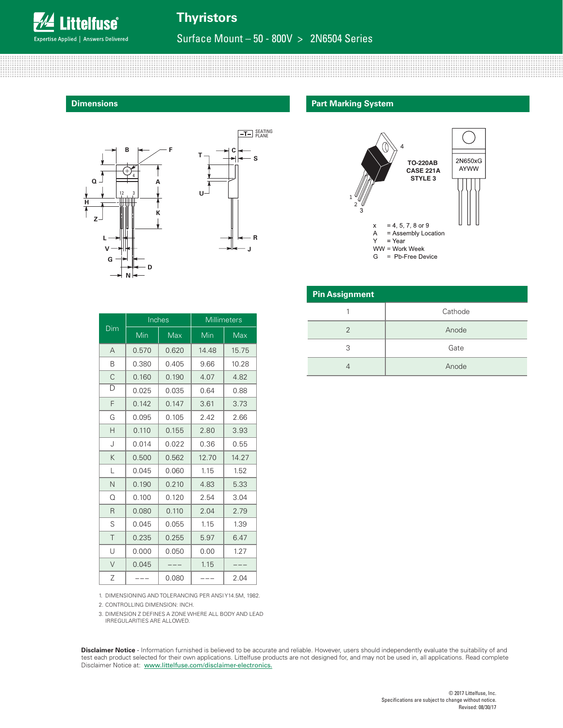## Dimensions

| Dim | Inches | | Millimeters | |
|---|---|---|---|---|
| | Min | Max | Min | Max |
| A | 0.570 | 0.620 | 14.48 | 15.75 |
| B | 0.380 | 0.405 | 9.66 | 10.28 |
| C | 0.160 | 0.190 | 4.07 | 4.82 |
| D | 0.025 | 0.035 | 0.64 | 0.88 |
| F | 0.142 | 0.147 | 3.61 | 3.73 |
| G | 0.095 | 0.105 | 2.42 | 2.66 |
| H | 0.110 | 0.155 | 2.80 | 3.93 |
| J | 0.014 | 0.022 | 0.36 | 0.55 |
| K | 0.500 | 0.562 | 12.70 | 14.27 |
| L | 0.045 | 0.060 | 1.15 | 1.52 |
| N | 0.190 | 0.210 | 4.83 | 5.33 |
| Q | 0.100 | 0.120 | 2.54 | 3.04 |
| R | 0.080 | 0.110 | 2.04 | 2.79 |
| S | 0.045 | 0.055 | 1.15 | 1.39 |
| T | 0.235 | 0.255 | 5.97 | 6.47 |
| U | 0.000 | 0.050 | 0.00 | 1.27 |
| V | 0.045 | --- | 1.15 | --- |
| Z | --- | 0.080 | --- | 2.04 |

1. DIMENSIONING AND TOLERANCING PER ANSI Y14.5M, 1982.
2. CONTROLLING DIMENSION: INCH.
3. DIMENSION Z DEFINES A ZONE WHERE ALL BODY AND LEAD IRREGULARITIES ARE ALLOWED.

## Part Marking System

TO-220AB
CASE 221A
STYLE 3

2N650xG
AYWW

x = 4, 5, 7, 8 or 9
A = Assembly Location
Y = Year
WW = Work Week
G = Pb-Free Device

## Pin Assignment

| | |
|---|---|
| 1 | Cathode |
| 2 | Anode |
| 3 | Gate |
| 4 | Anode |

**Disclaimer Notice** - Information furnished is believed to be accurate and reliable. However, users should independently evaluate the suitability of and test each product selected for their own applications. Littelfuse products are not designed for, and may not be used in, all applications. Read complete Disclaimer Notice at: www.littelfuse.com/disclaimer-electronics.

© 2017 Littelfuse, Inc.
Specifications are subject to change without notice.
Revised: 08/30/17